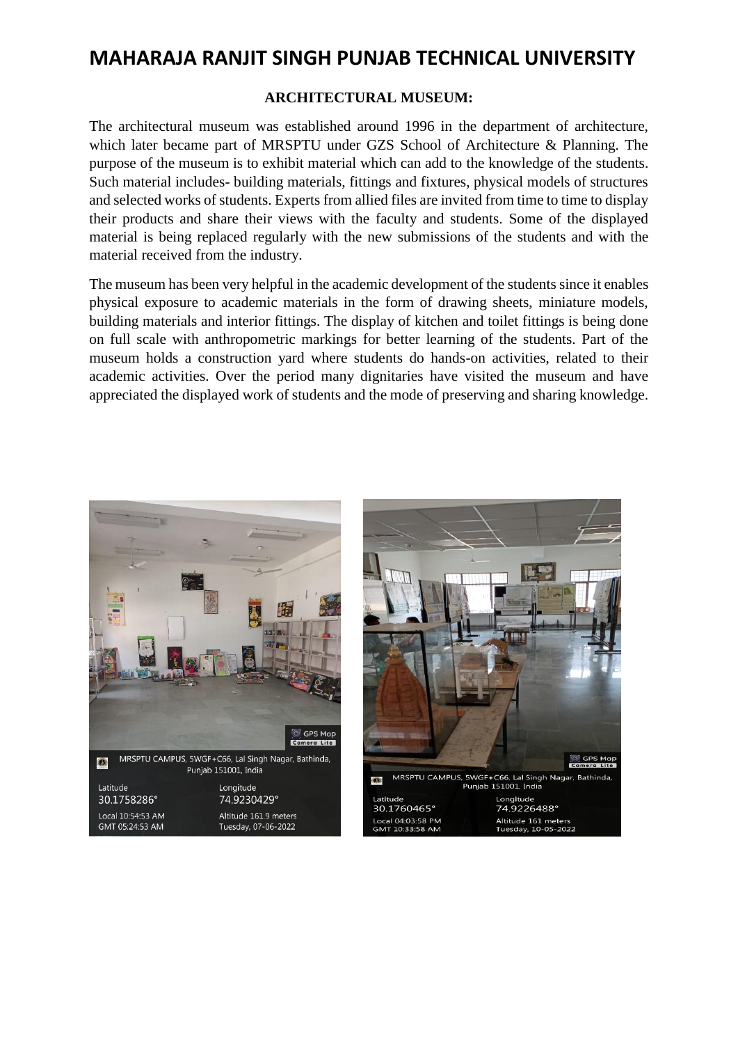# MAHARAJA RANJIT SINGH PUNJAB TECHNICAL UNIVERSITY

## ARCHITECTURAL MUSEUM:

The architectural museum was established around 1996 in the department of architecture, which later became part of MRSPTU under GZS School of Architecture & Planning. The purpose of the museum is to exhibit material which can add to the knowledge of the students. Such material includes- building materials, fittings and fixtures, physical models of structures and selected works of students. Experts from allied files are invited from time to time to display their products and share their views with the faculty and students. Some of the displayed material is being replaced regularly with the new submissions of the students and with the material received from the industry.

The museum has been very helpful in the academic development of the students since it enables physical exposure to academic materials in the form of drawing sheets, miniature models, building materials and interior fittings. The display of kitchen and toilet fittings is being done on full scale with anthropometric markings for better learning of the students. Part of the museum holds a construction yard where students do hands-on activities, related to their academic activities. Over the period many dignitaries have visited the museum and have appreciated the displayed work of students and the mode of preserving and sharing knowledge.

MRSPTU CAMPUS, 5WGF+C66, Lal Singh Nagar, Bathinda, Punjab 151001, India
Latitude 30.1758286° Longitude 74.9230429°
Local 10:54:53 AM GMT 05:24:53 AM Altitude 161.9 meters Tuesday, 07-06-2022

MRSPTU CAMPUS, 5WGF+C66, Lal Singh Nagar, Bathinda, Punjab 151001, India
Latitude 30.1760465° Longitude 74.9226488°
Local 04:03:58 PM GMT 10:33:58 AM Altitude 161 meters Tuesday, 10-05-2022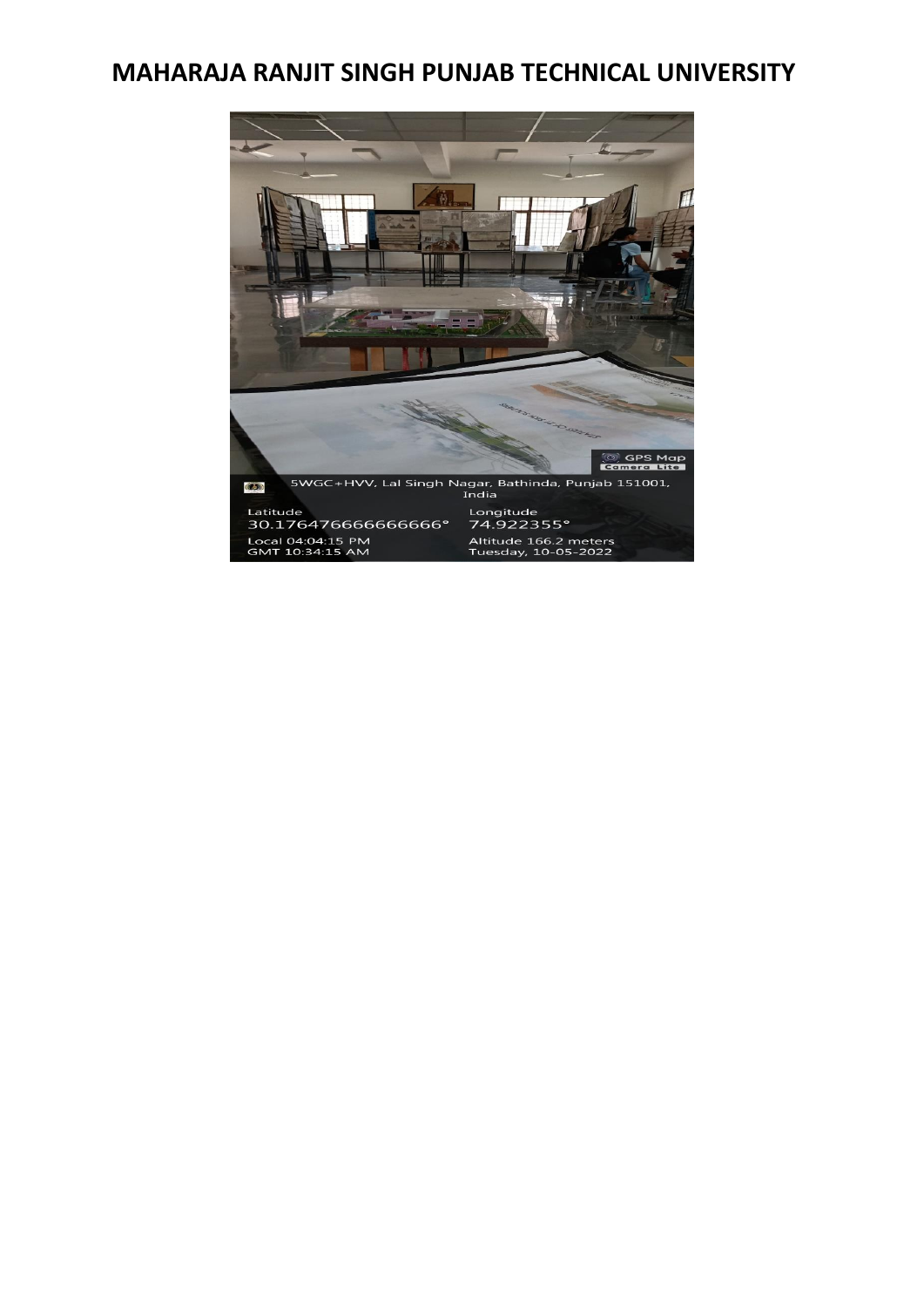# MAHARAJA RANJIT SINGH PUNJAB TECHNICAL UNIVERSITY

GPS Map Camera Lite

5WGC+HVV, Lal Singh Nagar, Bathinda, Punjab 151001, India

Latitude 30.176476666666666°

Longitude 74.922355°

Local 04:04:15 PM
GMT 10:34:15 AM

Altitude 166.2 meters
Tuesday, 10-05-2022